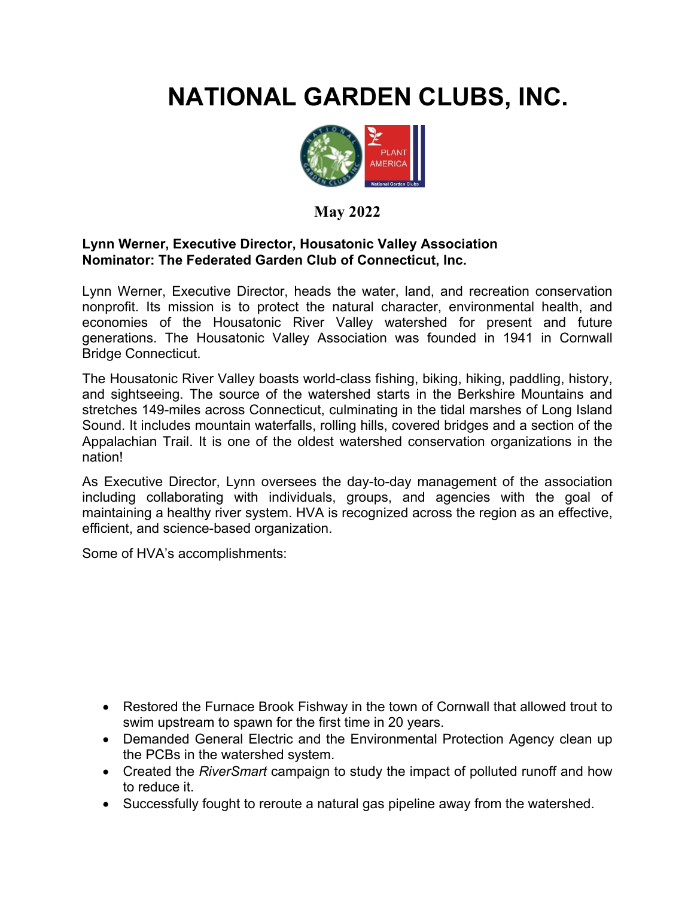# NATIONAL GARDEN CLUBS, INC.

**May 2022**

**Lynn Werner, Executive Director, Housatonic Valley Association**
**Nominator: The Federated Garden Club of Connecticut, Inc.**

Lynn Werner, Executive Director, heads the water, land, and recreation conservation nonprofit. Its mission is to protect the natural character, environmental health, and economies of the Housatonic River Valley watershed for present and future generations. The Housatonic Valley Association was founded in 1941 in Cornwall Bridge Connecticut.

The Housatonic River Valley boasts world-class fishing, biking, hiking, paddling, history, and sightseeing. The source of the watershed starts in the Berkshire Mountains and stretches 149-miles across Connecticut, culminating in the tidal marshes of Long Island Sound. It includes mountain waterfalls, rolling hills, covered bridges and a section of the Appalachian Trail. It is one of the oldest watershed conservation organizations in the nation!

As Executive Director, Lynn oversees the day-to-day management of the association including collaborating with individuals, groups, and agencies with the goal of maintaining a healthy river system. HVA is recognized across the region as an effective, efficient, and science-based organization.

Some of HVA's accomplishments:

- Restored the Furnace Brook Fishway in the town of Cornwall that allowed trout to swim upstream to spawn for the first time in 20 years.
- Demanded General Electric and the Environmental Protection Agency clean up the PCBs in the watershed system.
- Created the *RiverSmart* campaign to study the impact of polluted runoff and how to reduce it.
- Successfully fought to reroute a natural gas pipeline away from the watershed.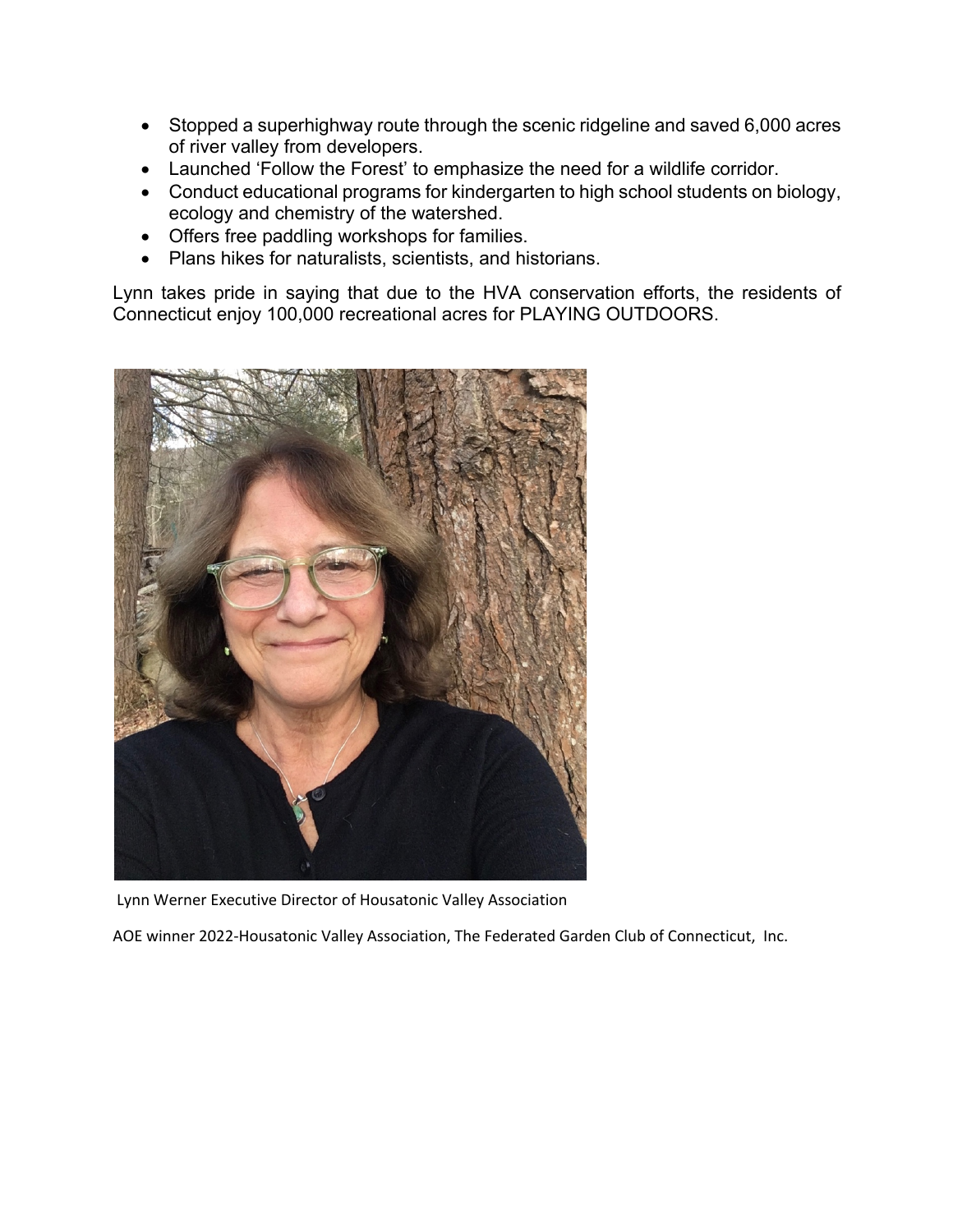- Stopped a superhighway route through the scenic ridgeline and saved 6,000 acres of river valley from developers.
- Launched 'Follow the Forest' to emphasize the need for a wildlife corridor.
- Conduct educational programs for kindergarten to high school students on biology, ecology and chemistry of the watershed.
- Offers free paddling workshops for families.
- Plans hikes for naturalists, scientists, and historians.

Lynn takes pride in saying that due to the HVA conservation efforts, the residents of Connecticut enjoy 100,000 recreational acres for PLAYING OUTDOORS.

Lynn Werner Executive Director of Housatonic Valley Association

AOE winner 2022-Housatonic Valley Association, The Federated Garden Club of Connecticut, Inc.